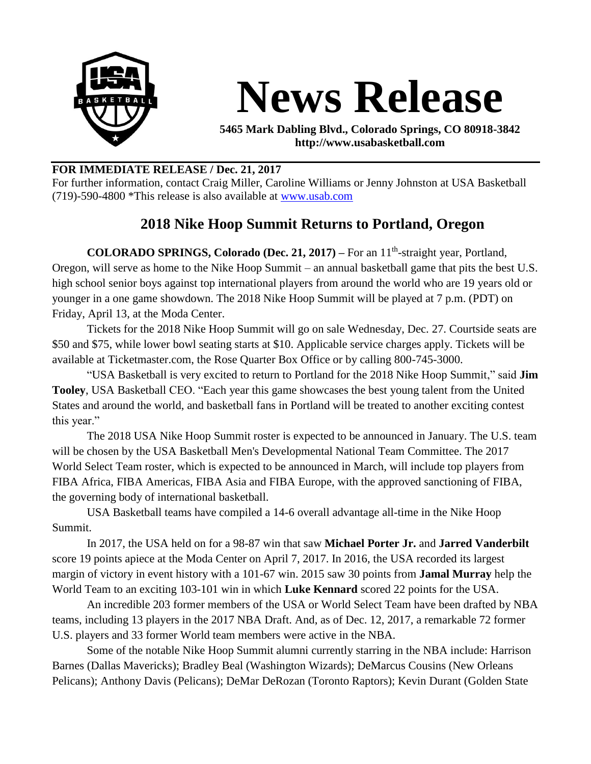# News Release

**5465 Mark Dabling Blvd., Colorado Springs, CO 80918-3842**
**http://www.usabasketball.com**

**FOR IMMEDIATE RELEASE / Dec. 21, 2017**
For further information, contact Craig Miller, Caroline Williams or Jenny Johnston at USA Basketball (719)-590-4800 *This release is also available at www.usab.com

## 2018 Nike Hoop Summit Returns to Portland, Oregon

**COLORADO SPRINGS, Colorado (Dec. 21, 2017) –** For an 11th-straight year, Portland, Oregon, will serve as home to the Nike Hoop Summit – an annual basketball game that pits the best U.S. high school senior boys against top international players from around the world who are 19 years old or younger in a one game showdown. The 2018 Nike Hoop Summit will be played at 7 p.m. (PDT) on Friday, April 13, at the Moda Center.

Tickets for the 2018 Nike Hoop Summit will go on sale Wednesday, Dec. 27. Courtside seats are $50 and $75, while lower bowl seating starts at $10. Applicable service charges apply. Tickets will be available at Ticketmaster.com, the Rose Quarter Box Office or by calling 800-745-3000.

"USA Basketball is very excited to return to Portland for the 2018 Nike Hoop Summit," said **Jim Tooley**, USA Basketball CEO. "Each year this game showcases the best young talent from the United States and around the world, and basketball fans in Portland will be treated to another exciting contest this year."

The 2018 USA Nike Hoop Summit roster is expected to be announced in January. The U.S. team will be chosen by the USA Basketball Men's Developmental National Team Committee. The 2017 World Select Team roster, which is expected to be announced in March, will include top players from FIBA Africa, FIBA Americas, FIBA Asia and FIBA Europe, with the approved sanctioning of FIBA, the governing body of international basketball.

USA Basketball teams have compiled a 14-6 overall advantage all-time in the Nike Hoop Summit.

In 2017, the USA held on for a 98-87 win that saw **Michael Porter Jr.** and **Jarred Vanderbilt** score 19 points apiece at the Moda Center on April 7, 2017. In 2016, the USA recorded its largest margin of victory in event history with a 101-67 win. 2015 saw 30 points from **Jamal Murray** help the World Team to an exciting 103-101 win in which **Luke Kennard** scored 22 points for the USA.

An incredible 203 former members of the USA or World Select Team have been drafted by NBA teams, including 13 players in the 2017 NBA Draft. And, as of Dec. 12, 2017, a remarkable 72 former U.S. players and 33 former World team members were active in the NBA.

Some of the notable Nike Hoop Summit alumni currently starring in the NBA include: Harrison Barnes (Dallas Mavericks); Bradley Beal (Washington Wizards); DeMarcus Cousins (New Orleans Pelicans); Anthony Davis (Pelicans); DeMar DeRozan (Toronto Raptors); Kevin Durant (Golden State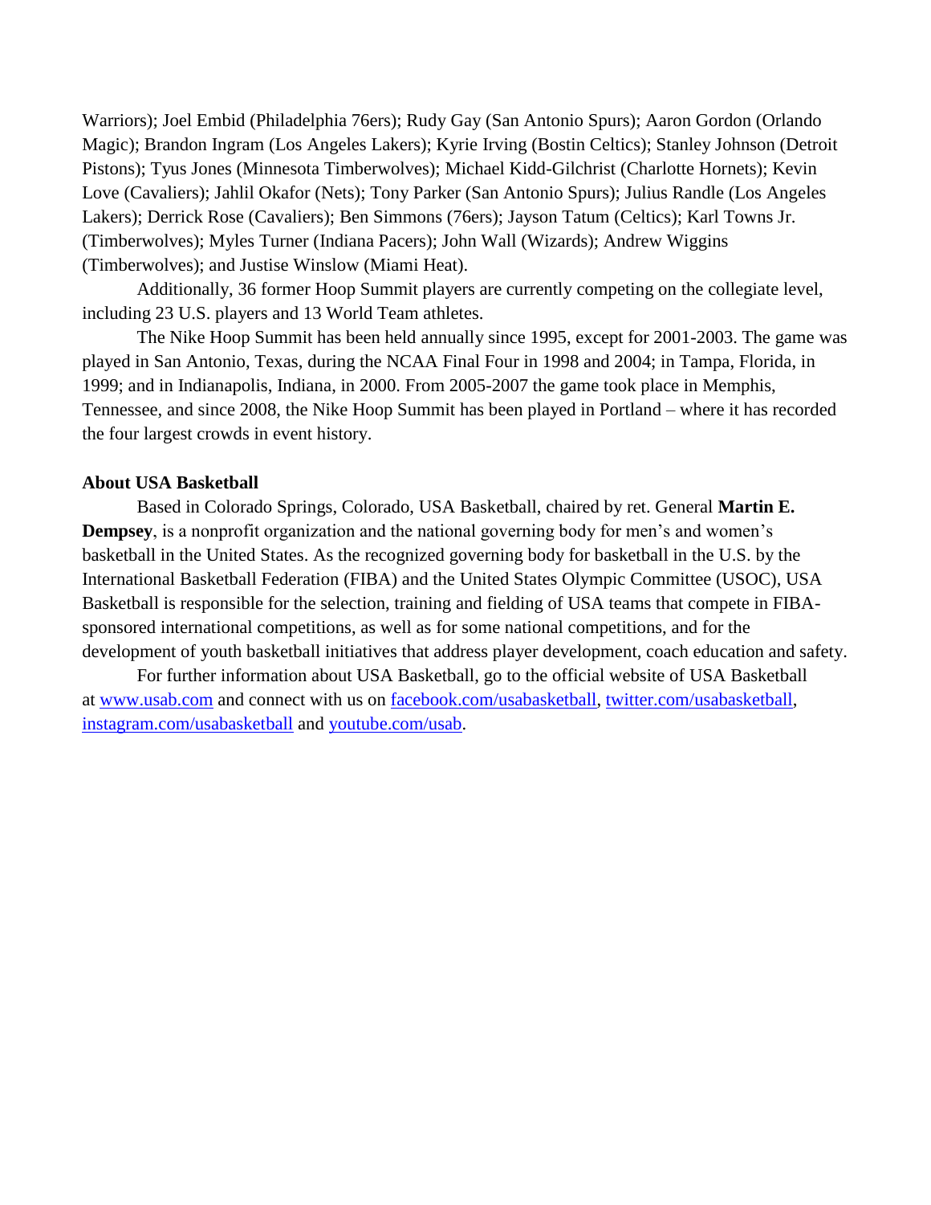Warriors); Joel Embid (Philadelphia 76ers); Rudy Gay (San Antonio Spurs); Aaron Gordon (Orlando Magic); Brandon Ingram (Los Angeles Lakers); Kyrie Irving (Bostin Celtics); Stanley Johnson (Detroit Pistons); Tyus Jones (Minnesota Timberwolves); Michael Kidd-Gilchrist (Charlotte Hornets); Kevin Love (Cavaliers); Jahlil Okafor (Nets); Tony Parker (San Antonio Spurs); Julius Randle (Los Angeles Lakers); Derrick Rose (Cavaliers); Ben Simmons (76ers); Jayson Tatum (Celtics); Karl Towns Jr. (Timberwolves); Myles Turner (Indiana Pacers); John Wall (Wizards); Andrew Wiggins (Timberwolves); and Justise Winslow (Miami Heat).

Additionally, 36 former Hoop Summit players are currently competing on the collegiate level, including 23 U.S. players and 13 World Team athletes.

The Nike Hoop Summit has been held annually since 1995, except for 2001-2003. The game was played in San Antonio, Texas, during the NCAA Final Four in 1998 and 2004; in Tampa, Florida, in 1999; and in Indianapolis, Indiana, in 2000. From 2005-2007 the game took place in Memphis, Tennessee, and since 2008, the Nike Hoop Summit has been played in Portland – where it has recorded the four largest crowds in event history.

**About USA Basketball**

Based in Colorado Springs, Colorado, USA Basketball, chaired by ret. General **Martin E. Dempsey**, is a nonprofit organization and the national governing body for men's and women's basketball in the United States. As the recognized governing body for basketball in the U.S. by the International Basketball Federation (FIBA) and the United States Olympic Committee (USOC), USA Basketball is responsible for the selection, training and fielding of USA teams that compete in FIBA-sponsored international competitions, as well as for some national competitions, and for the development of youth basketball initiatives that address player development, coach education and safety.

For further information about USA Basketball, go to the official website of USA Basketball at [www.usab.com](http://www.usab.com) and connect with us on [facebook.com/usabasketball](http://facebook.com/usabasketball), [twitter.com/usabasketball](http://twitter.com/usabasketball), [instagram.com/usabasketball](http://instagram.com/usabasketball) and [youtube.com/usab](http://youtube.com/usab).